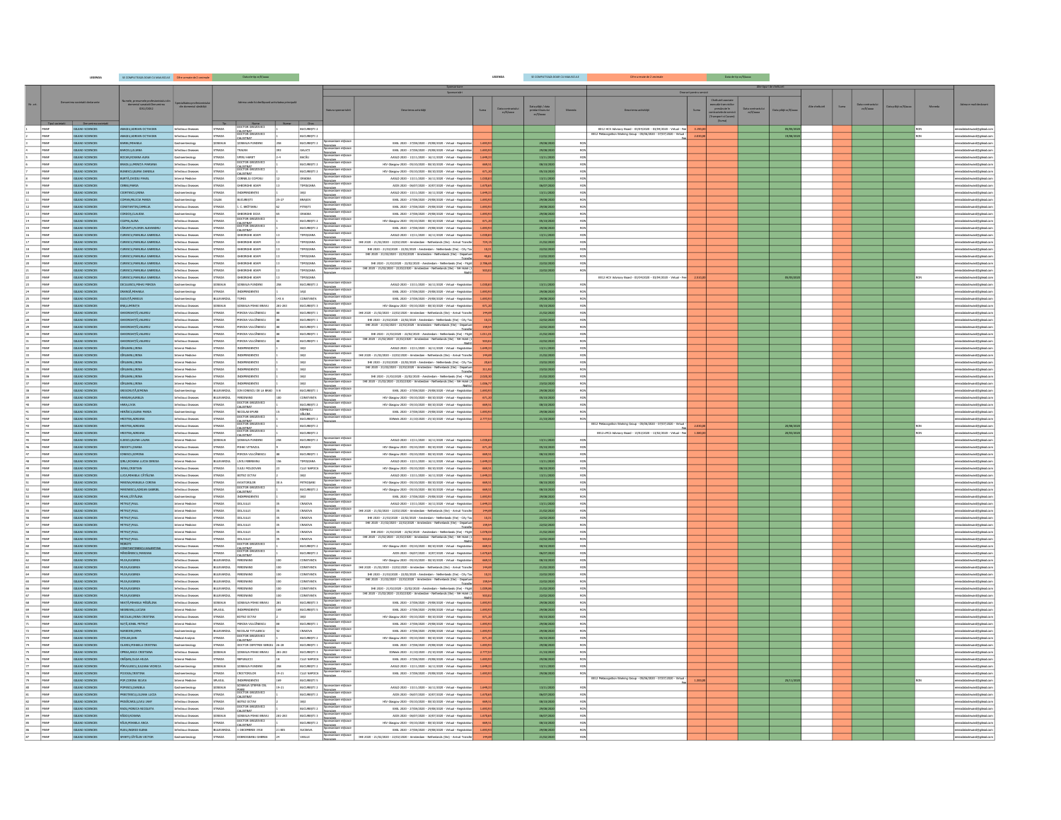| LEGENDA | SE COMPLETEAZA DOAR CU MAJUSCULE | Cifre urmate de 2 zecimale | Data de tip zz/ll/aaaa |
|---|---|---|---|

| Nr. crt. | Denumirea entității declarante | | Numele, prenumele profesionistului din domeniul sanitar/Denumirea (SRL/SA) | Specialitatea profesionistului din domeniul sănătății | Adresa unde își desfășoară activitatea principală | | | | Sponsorizări | | | | | | Alte tipuri de cheltuieli | | | | | | | | | | Adresa e-mail declarant |
|---|---|---|---|---|---|---|---|---|---|---|---|---|---|---|---|---|---|---|---|---|---|---|---|---|---|
| | | | | | | | | | | | | | | | Onorarii pentru servicii | | | | | | | | | | |
| | Tipul entității | Denumirea entității | | | Tip | Nume | Număr | Oraș | Natura sponsorizării | Denumirea activității | Suma | Data contractului zz/ll/aaaa | Data plății / data predării bunului zz/ll/aaaa | Moneda | Denumirea activității | Suma | Cheltuieli asociate acestor onorarii (Transport/Cazare) (Suma) | Data contractului zz/ll/aaaa | Data plății zz/ll/aaaa | Alte cheltuieli | Suma | Data contractului zz/ll/aaaa | Data plății zz/ll/aaaa | Moneda | |
| 1 | PANP | GILEAD SCIENCES | ABAGIU,ADRIAN OCTAVIAN | Infectious Diseases | STRADA | DOCTOR GROZOVICI CALISTRAT | 1 | BUCUREȘTI 2 | | | | | | | EE12 HCV Advisory Board - 03/04/2020 - 03/04/2020 - Virtual - Fee | 3.390,00 | | | 05/05/2020 | | | | | RON | ermedicalaffairs@gilead.com |
| 2 | PANP | GILEAD SCIENCES | ABAGIU,ADRIAN OCTAVIAN | Infectious Diseases | STRADA | DOCTOR GROZOVICI CALISTRAT | 1 | BUCUREȘTI 2 | | | | | | | EE12 Metacognition Working Group - 06/06/2020 - 07/07/2020 - Virtual - Fee | 2.030,00 | | | 15/08/2020 | | | | | RON | ermedicalaffairs@gilead.com |
| 3 | PANP | GILEAD SCIENCES | BARBU,MIHAELA | Gastroenterology | ȘOSEAUA | ȘOSEAUA FUNDENI | 258 | BUCUREȘTI 2 | Sponsorizare stiintifica educationala | EASL 2020 - 27/08/2020 - 29/08/2020 - Virtual - Registration | 1.069,91 | | 29/08/2020 | RON | | | | | | | | | | | ermedicalaffairs@gilead.com |
| 4 | PANP | GILEAD SCIENCES | BARDU,LUCIANA | Infectious Diseases | STRADA | TRAIAN | 393 | GALATI | Sponsorizare stiintifica educationala | EASL 2020 - 27/08/2020 - 29/08/2020 - Virtual - Registration | 1.069,91 | | 29/08/2020 | RON | | | | | | | | | | | ermedicalaffairs@gilead.com |
| 5 | PANP | GILEAD SCIENCES | BOCAN,ROXANA ALINA | Infectious Diseases | STRADA | SPIRU HARET | 2-4 | BACĂU | Sponsorizare stiintifica educationala | AASLD 2020 - 13/11/2020 - 16/11/2020 - Virtual - Registration | 1.449,31 | | 13/11/2020 | RON | | | | | | | | | | | ermedicalaffairs@gilead.com |
| 6 | PANP | GILEAD SCIENCES | BRAGU,LUMINITA MIHAELA | Infectious Diseases | STRADA | DOCTOR GROZOVICI CALISTRAT | 1 | BUCUREȘTI 2 | Sponsorizare stiintifica educationala | HIV Glasgow 2020 - 05/10/2020 - 08/10/2020 - Virtual - Registration | 668,51 | | 08/10/2020 | RON | | | | | | | | | | | ermedicalaffairs@gilead.com |
| 7 | PANP | GILEAD SCIENCES | BUNESCU,ELENA DANIELA | Infectious Diseases | STRADA | DOCTOR GROZOVICI CALISTRAT | 1 | BUCUREȘTI 2 | Sponsorizare stiintifica educationala | HIV Glasgow 2020 - 05/10/2020 - 08/10/2020 - Virtual - Registration | 671,35 | | 05/10/2020 | RON | | | | | | | | | | | ermedicalaffairs@gilead.com |
| 8 | PANP | GILEAD SCIENCES | BURTĂ,OVIDIU PAVEL | Internal Medicine | STRADA | CORNELIU COPOSU | 12 | ORADEA | Sponsorizare stiintifica educationala | AASLD 2020 - 13/11/2020 - 16/11/2020 - Virtual - Registration | 1.038,83 | | 13/11/2020 | RON | | | | | | | | | | | ermedicalaffairs@gilead.com |
| 9 | PANP | GILEAD SCIENCES | CERBU,PANSA | Infectious Diseases | STRADA | GHEORGHE ADAM | 13 | TIMIȘOARA | Sponsorizare stiintifica educationala | AIDS 2020 - 06/07/2020 - 10/07/2020 - Virtual - Registration | 1.078,65 | | 06/07/2020 | RON | | | | | | | | | | | ermedicalaffairs@gilead.com |
| 10 | PANP | GILEAD SCIENCES | CIORTESCU,IRINA | Gastroenterology | STRADA | INDEPENDENTEI | 1 | IAȘI | Sponsorizare stiintifica educationala | AASLD 2020 - 13/11/2020 - 16/11/2020 - Virtual - Registration | 1.449,31 | | 13/11/2020 | RON | | | | | | | | | | | ermedicalaffairs@gilead.com |
| 11 | PANP | GILEAD SCIENCES | COMAN,FELICIA MARIA | Gastroenterology | CALEA | BUCUREȘTI | 25-27 | BRAȘOV | Sponsorizare stiintifica educationala | EASL 2020 - 27/08/2020 - 29/08/2020 - Virtual - Registration | 1.069,91 | | 29/08/2020 | RON | | | | | | | | | | | ermedicalaffairs@gilead.com |
| 12 | PANP | GILEAD SCIENCES | CONSTANTIN,CAMELIA | Gastroenterology | STRADA | I. C. BRĂTIANU | 62 | PITEȘTI | Sponsorizare stiintifica educationala | EASL 2020 - 27/08/2020 - 29/08/2020 - Virtual - Registration | 1.069,91 | | 29/08/2020 | RON | | | | | | | | | | | ermedicalaffairs@gilead.com |
| 13 | PANP | GILEAD SCIENCES | CORBOIU,CLAUDIA | Gastroenterology | STRADA | GHEORGHE DOJA | 65 | ORADEA | Sponsorizare stiintifica educationala | EASL 2020 - 27/08/2020 - 29/08/2020 - Virtual - Registration | 1.069,91 | | 29/08/2020 | RON | | | | | | | | | | | ermedicalaffairs@gilead.com |
| 14 | PANP | GILEAD SCIENCES | COZMA,ALINA | Infectious Diseases | STRADA | DOCTOR GROZOVICI CALISTRAT | 1 | BUCUREȘTI 2 | Sponsorizare stiintifica educationala | HIV Glasgow 2020 - 05/10/2020 - 08/10/2020 - Virtual - Registration | 671,35 | | 05/10/2020 | RON | | | | | | | | | | | ermedicalaffairs@gilead.com |
| 15 | PANP | GILEAD SCIENCES | CÎMPEANU,FLORIN ALEXANDRU | Infectious Diseases | STRADA | DOCTOR GROZOVICI CALISTRAT | 1 | BUCUREȘTI 2 | Sponsorizare stiintifica educationala | EASL 2020 - 27/08/2020 - 29/08/2020 - Virtual - Registration | 1.069,91 | | 29/08/2020 | RON | | | | | | | | | | | ermedicalaffairs@gilead.com |
| 16 | PANP | GILEAD SCIENCES | CURESCU,MANUELA GABRIELA | Infectious Diseases | STRADA | GHEORGHE ADAM | 13 | TIMIȘOARA | Sponsorizare stiintifica educationala | AASLD 2020 - 13/11/2020 - 16/11/2020 - Virtual - Registration | 1.038,83 | | 13/11/2020 | RON | | | | | | | | | | | ermedicalaffairs@gilead.com |
| 17 | PANP | GILEAD SCIENCES | CURESCU,MANUELA GABRIELA | Infectious Diseases | STRADA | GHEORGHE ADAM | 13 | TIMIȘOARA | Sponsorizare stiintifica educationala | IHE 2020 - 21/02/2020 - 22/02/2020 - Amsterdam - Netherlands (the) - Arrival Transfer | 724,15 | | 21/02/2020 | RON | | | | | | | | | | | ermedicalaffairs@gilead.com |
| 18 | PANP | GILEAD SCIENCES | CURESCU,MANUELA GABRIELA | Infectious Diseases | STRADA | GHEORGHE ADAM | 13 | TIMIȘOARA | Sponsorizare stiintifica educationala | IHE 2020 - 21/02/2020 - 22/02/2020 - Amsterdam - Netherlands (the) - City Tax | 13,31 | | 22/02/2020 | RON | | | | | | | | | | | ermedicalaffairs@gilead.com |
| 19 | PANP | GILEAD SCIENCES | CURESCU,MANUELA GABRIELA | Infectious Diseases | STRADA | GHEORGHE ADAM | 13 | TIMIȘOARA | Sponsorizare stiintifica educationala | IHE 2020 - 21/02/2020 - 22/02/2020 - Amsterdam - Netherlands (the) - Departure Transfer | 49,81 | | 22/02/2020 | RON | | | | | | | | | | | ermedicalaffairs@gilead.com |
| 20 | PANP | GILEAD SCIENCES | CURESCU,MANUELA GABRIELA | Infectious Diseases | STRADA | GHEORGHE ADAM | 13 | TIMIȘOARA | Sponsorizare stiintifica educationala | IHE 2020 - 21/02/2020 - 22/02/2020 - Amsterdam - Netherlands (the) - Flight | 2.798,00 | | 22/02/2020 | RON | | | | | | | | | | | ermedicalaffairs@gilead.com |
| 21 | PANP | GILEAD SCIENCES | CURESCU,MANUELA GABRIELA | Infectious Diseases | STRADA | GHEORGHE ADAM | 13 | TIMIȘOARA | Sponsorizare stiintifica educationala | IHE 2020 - 21/02/2020 - 22/02/2020 - Amsterdam - Netherlands (the) - NH Hotel (1 Night) | 503,02 | | 22/02/2020 | RON | | | | | | | | | | | ermedicalaffairs@gilead.com |
| 22 | PANP | GILEAD SCIENCES | CURESCU,MANUELA GABRIELA | Infectious Diseases | STRADA | GHEORGHE ADAM | 13 | TIMIȘOARA | | | | | | | EE12 HCV Advisory Board - 03/04/2020 - 03/04/2020 - Virtual - Fee | 2.510,00 | | | 05/05/2020 | | | | | RON | ermedicalaffairs@gilead.com |
| 23 | PANP | GILEAD SCIENCES | DICULESCU,MIHAI MIRCEA | Gastroenterology | ȘOSEAUA | ȘOSEAUA FUNDENI | 258 | BUCUREȘTI 2 | Sponsorizare stiintifica educationala | AASLD 2020 - 13/11/2020 - 16/11/2020 - Virtual - Registration | 1.038,83 | | 13/11/2020 | RON | | | | | | | | | | | ermedicalaffairs@gilead.com |
| 24 | PANP | GILEAD SCIENCES | DRANGA,MIHAELA | Gastroenterology | STRADA | INDEPENDENTEI | 1 | IAȘI | Sponsorizare stiintifica educationala | EASL 2020 - 27/08/2020 - 29/08/2020 - Virtual - Registration | 1.069,91 | | 29/08/2020 | RON | | | | | | | | | | | ermedicalaffairs@gilead.com |
| 25 | PANP | GILEAD SCIENCES | DUDUȚĂ,ANIELIS | Gastroenterology | BULEVARDUL | TOMIS | 145 A | CONSTANȚA | Sponsorizare stiintifica educationala | EASL 2020 - 27/08/2020 - 29/08/2020 - Virtual - Registration | 1.069,91 | | 29/08/2020 | RON | | | | | | | | | | | ermedicalaffairs@gilead.com |
| 26 | PANP | GILEAD SCIENCES | ENE,LUMINIȚA | Infectious Diseases | ȘOSEAUA | ȘOSEAUA MIHAI BRAVU | 281-283 | BUCUREȘTI 3 | Sponsorizare stiintifica educationala | HIV Glasgow 2020 - 05/10/2020 - 08/10/2020 - Virtual - Registration | 671,35 | | 05/10/2020 | RON | | | | | | | | | | | ermedicalaffairs@gilead.com |
| 27 | PANP | GILEAD SCIENCES | GHEORGHIȚĂ,VALERIU | Infectious Diseases | STRADA | MIRCEA VULCĂNESCU | 88 | BUCUREȘTI 1 | Sponsorizare stiintifica educationala | IHE 2020 - 21/02/2020 - 22/02/2020 - Amsterdam - Netherlands (the) - Arrival Transfer | 244,69 | | 21/02/2020 | RON | | | | | | | | | | | ermedicalaffairs@gilead.com |
| 28 | PANP | GILEAD SCIENCES | GHEORGHIȚĂ,VALERIU | Infectious Diseases | STRADA | MIRCEA VULCĂNESCU | 88 | BUCUREȘTI 1 | Sponsorizare stiintifica educationala | IHE 2020 - 21/02/2020 - 22/02/2020 - Amsterdam - Netherlands (the) - City Tax | 13,31 | | 22/02/2020 | RON | | | | | | | | | | | ermedicalaffairs@gilead.com |
| 29 | PANP | GILEAD SCIENCES | GHEORGHIȚĂ,VALERIU | Infectious Diseases | STRADA | MIRCEA VULCĂNESCU | 88 | BUCUREȘTI 1 | Sponsorizare stiintifica educationala | IHE 2020 - 21/02/2020 - 22/02/2020 - Amsterdam - Netherlands (the) - Departure Transfer | 158,54 | | 22/02/2020 | RON | | | | | | | | | | | ermedicalaffairs@gilead.com |
| 30 | PANP | GILEAD SCIENCES | GHEORGHIȚĂ,VALERIU | Infectious Diseases | STRADA | MIRCEA VULCĂNESCU | 88 | BUCUREȘTI 1 | Sponsorizare stiintifica educationala | IHE 2020 - 21/02/2020 - 22/02/2020 - Amsterdam - Netherlands (the) - Flight | 1.511,03 | | 21/02/2020 | RON | | | | | | | | | | | ermedicalaffairs@gilead.com |
| 31 | PANP | GILEAD SCIENCES | GHEORGHIȚĂ,VALERIU | Infectious Diseases | STRADA | MIRCEA VULCĂNESCU | 88 | BUCUREȘTI 1 | Sponsorizare stiintifica educationala | IHE 2020 - 21/02/2020 - 22/02/2020 - Amsterdam - Netherlands (the) - NH Hotel (1 Night) | 503,02 | | 22/02/2020 | RON | | | | | | | | | | | ermedicalaffairs@gilead.com |
| 32 | PANP | GILEAD SCIENCES | GÎRLEANU,IRINA | Internal Medicine | STRADA | INDEPENDENTEI | 1 | IAȘI | Sponsorizare stiintifica educationala | AASLD 2020 - 13/11/2020 - 16/11/2020 - Virtual - Registration | 1.449,31 | | 13/11/2020 | RON | | | | | | | | | | | ermedicalaffairs@gilead.com |
| 33 | PANP | GILEAD SCIENCES | GÎRLEANU,IRINA | Internal Medicine | STRADA | INDEPENDENTEI | 1 | IAȘI | Sponsorizare stiintifica educationala | IHE 2020 - 21/02/2020 - 22/02/2020 - Amsterdam - Netherlands (the) - Arrival Transfer | 244,69 | | 21/02/2020 | RON | | | | | | | | | | | ermedicalaffairs@gilead.com |
| 34 | PANP | GILEAD SCIENCES | GÎRLEANU,IRINA | Internal Medicine | STRADA | INDEPENDENTEI | 1 | IAȘI | Sponsorizare stiintifica educationala | IHE 2020 - 21/02/2020 - 22/02/2020 - Amsterdam - Netherlands (the) - City Tax | 28,61 | | 22/02/2020 | RON | | | | | | | | | | | ermedicalaffairs@gilead.com |
| 35 | PANP | GILEAD SCIENCES | GÎRLEANU,IRINA | Internal Medicine | STRADA | INDEPENDENTEI | 1 | IAȘI | Sponsorizare stiintifica educationala | IHE 2020 - 21/02/2020 - 22/02/2020 - Amsterdam - Netherlands (the) - Departure Transfer | 311,92 | | 23/02/2020 | RON | | | | | | | | | | | ermedicalaffairs@gilead.com |
| 36 | PANP | GILEAD SCIENCES | GÎRLEANU,IRINA | Internal Medicine | STRADA | INDEPENDENTEI | 1 | IAȘI | Sponsorizare stiintifica educationala | IHE 2020 - 21/02/2020 - 22/02/2020 - Amsterdam - Netherlands (the) - Flight | 2.035,30 | | 21/02/2020 | RON | | | | | | | | | | | ermedicalaffairs@gilead.com |
| 37 | PANP | GILEAD SCIENCES | GÎRLEANU,IRINA | Internal Medicine | STRADA | INDEPENDENTEI | 1 | IAȘI | Sponsorizare stiintifica educationala | IHE 2020 - 21/02/2020 - 22/02/2020 - Amsterdam - Netherlands (the) - NH Hotel (1 Night) | 1.006,77 | | 23/02/2020 | RON | | | | | | | | | | | ermedicalaffairs@gilead.com |
| 38 | PANP | GILEAD SCIENCES | GRIGORESCU,SIMONA | Gastroenterology | BULEVARDUL | ION IONESCU DE LA BRAD | 5 B | BUCUREȘTI 1 | Sponsorizare stiintifica educationala | EASL 2020 - 27/08/2020 - 29/08/2020 - Virtual - Registration | 1.069,91 | | 29/08/2020 | RON | | | | | | | | | | | ermedicalaffairs@gilead.com |
| 39 | PANP | GILEAD SCIENCES | HRISCAN,GIRELLA | Infectious Diseases | BULEVARDUL | FERDINAND | 100 | CONSTANȚA | Sponsorizare stiintifica educationala | HIV Glasgow 2020 - 05/10/2020 - 08/10/2020 - Virtual - Registration | 671,35 | | 05/10/2020 | RON | | | | | | | | | | | ermedicalaffairs@gilead.com |
| 40 | PANP | GILEAD SCIENCES | HRISCU,LAURA | Infectious Diseases | STRADA | DOCTOR GROZOVICI CALISTRAT | 1 | BUCUREȘTI 2 | Sponsorizare stiintifica educationala | HIV Glasgow 2020 - 05/10/2020 - 08/10/2020 - Virtual - Registration | 668,51 | | 08/10/2020 | RON | | | | | | | | | | | ermedicalaffairs@gilead.com |
| 41 | PANP | GILEAD SCIENCES | HERĂSCU,ELENA MARIA | Gastroenterology | STRADA | NICOLAE IORGA | 13 | RÎMNICU VÂLCEA | Sponsorizare stiintifica educationala | EASL 2020 - 27/08/2020 - 29/08/2020 - Virtual - Registration | 1.069,91 | | 29/08/2020 | RON | | | | | | | | | | | ermedicalaffairs@gilead.com |
| 42 | PANP | GILEAD SCIENCES | HRISTEA,ADRIANA | Infectious Diseases | STRADA | DOCTOR GROZOVICI CALISTRAT | 1 | BUCUREȘTI 2 | Sponsorizare stiintifica educationala | IDWeek 2020 - 21/10/2020 - 25/10/2020 - Virtual - Registration | 2.777,53 | | 21/10/2020 | RON | | | | | | | | | | | ermedicalaffairs@gilead.com |
| 43 | PANP | GILEAD SCIENCES | HRISTEA,ADRIANA | Infectious Diseases | STRADA | DOCTOR GROZOVICI CALISTRAT | 1 | BUCUREȘTI 2 | | | | | | | EE12 Metacognition Working Group - 06/06/2020 - 07/07/2020 - Virtual - Fee | 2.030,00 | | | 28/08/2020 | | | | | RON | ermedicalaffairs@gilead.com |
| 44 | PANP | GILEAD SCIENCES | HRISTEA,ADRIANA | Infectious Diseases | STRADA | DOCTOR GROZOVICI CALISTRAT | 1 | BUCUREȘTI 2 | | | | | | | EE12+PC3 Advisory Board - 13/02/2020 - 13/02/2020 - Virtual - Fee | 1.580,00 | | | 28/08/2020 | | | | | RON | ermedicalaffairs@gilead.com |
| 45 | PANP | GILEAD SCIENCES | ILIESCU,ELENA LAURA | Internal Medicine | ȘOSEAUA | ȘOSEAUA FUNDENI | 258 | BUCUREȘTI 2 | Sponsorizare stiintifica educationala | AASLD 2020 - 13/11/2020 - 16/11/2020 - Virtual - Registration | 1.038,83 | | 13/11/2020 | RON | | | | | | | | | | | ermedicalaffairs@gilead.com |
| 46 | PANP | GILEAD SCIENCES | INDOLFI,CORINA | Infectious Diseases | STRADA | MIHAI VITEAZUL | 1 | BRAȘOV | Sponsorizare stiintifica educationala | HIV Glasgow 2020 - 05/10/2020 - 08/10/2020 - Virtual - Registration | 671,35 | | 05/10/2020 | RON | | | | | | | | | | | ermedicalaffairs@gilead.com |
| 47 | PANP | GILEAD SCIENCES | IONESCU,SIMONE | Infectious Diseases | STRADA | MIRCEA VULCĂNESCU | 88 | BUCUREȘTI 1 | Sponsorizare stiintifica educationala | HIV Glasgow 2020 - 05/10/2020 - 08/10/2020 - Virtual - Registration | 668,51 | | 08/10/2020 | RON | | | | | | | | | | | ermedicalaffairs@gilead.com |
| 48 | PANP | GILEAD SCIENCES | JIBLEA,ROXANA LUCIA DENISA | Infectious Diseases | BULEVARDUL | LIVIU REBREANU | 156 | TIMIȘOARA | Sponsorizare stiintifica educationala | AASLD 2020 - 13/11/2020 - 16/11/2020 - Virtual - Registration | 1.449,31 | | 13/11/2020 | RON | | | | | | | | | | | ermedicalaffairs@gilead.com |
| 49 | PANP | GILEAD SCIENCES | JIANU,CRISTIAN | Infectious Diseases | STRADA | IULIU MOLDOVAN | 23 | CLUJ NAPOCA | Sponsorizare stiintifica educationala | HIV Glasgow 2020 - 05/10/2020 - 08/10/2020 - Virtual - Registration | 668,51 | | 08/10/2020 | RON | | | | | | | | | | | ermedicalaffairs@gilead.com |
| 50 | PANP | GILEAD SCIENCES | LUCA,MIHAELA CĂTĂLINA | Infectious Diseases | STRADA | BOTEZ OCTAV | 2 | IAȘI | Sponsorizare stiintifica educationala | AASLD 2020 - 13/11/2020 - 16/11/2020 - Virtual - Registration | 1.449,31 | | 13/11/2020 | RON | | | | | | | | | | | ermedicalaffairs@gilead.com |
| 51 | PANP | GILEAD SCIENCES | MANEA,MIHAELA CORINA | Infectious Diseases | STRADA | AVIATORILOR | 20 A | PITEȘTI | Sponsorizare stiintifica educationala | HIV Glasgow 2020 - 05/10/2020 - 08/10/2020 - Virtual - Registration | 668,51 | | 08/10/2020 | RON | | | | | | | | | | | ermedicalaffairs@gilead.com |
| 52 | PANP | GILEAD SCIENCES | MARINESCU,ADRIAN GABRIEL | Infectious Diseases | STRADA | DOCTOR GROZOVICI CALISTRAT | 1 | BUCUREȘTI 2 | Sponsorizare stiintifica educationala | HIV Glasgow 2020 - 05/10/2020 - 08/10/2020 - Virtual - Registration | 668,51 | | 08/10/2020 | RON | | | | | | | | | | | ermedicalaffairs@gilead.com |
| 53 | PANP | GILEAD SCIENCES | MIHAI,CĂTĂLINA | Gastroenterology | STRADA | INDEPENDENTEI | 1 | IAȘI | Sponsorizare stiintifica educationala | EASL 2020 - 27/08/2020 - 29/08/2020 - Virtual - Registration | 1.069,91 | | 29/08/2020 | RON | | | | | | | | | | | ermedicalaffairs@gilead.com |
| 54 | PANP | GILEAD SCIENCES | MITRUȚ,PAUL | Internal Medicine | STRADA | DOLJULUI | 35 | CRAIOVA | Sponsorizare stiintifica educationala | AASLD 2020 - 13/11/2020 - 16/11/2020 - Virtual - Registration | 1.449,31 | | 13/11/2020 | RON | | | | | | | | | | | ermedicalaffairs@gilead.com |
| 55 | PANP | GILEAD SCIENCES | MITRUȚ,PAUL | Internal Medicine | STRADA | DOLJULUI | 35 | CRAIOVA | Sponsorizare stiintifica educationala | IHE 2020 - 21/02/2020 - 22/02/2020 - Amsterdam - Netherlands (the) - Arrival Transfer | 244,69 | | 21/02/2020 | RON | | | | | | | | | | | ermedicalaffairs@gilead.com |
| 56 | PANP | GILEAD SCIENCES | MITRUȚ,PAUL | Internal Medicine | STRADA | DOLJULUI | 35 | CRAIOVA | Sponsorizare stiintifica educationala | IHE 2020 - 21/02/2020 - 22/02/2020 - Amsterdam - Netherlands (the) - City Tax | 13,31 | | 22/02/2020 | RON | | | | | | | | | | | ermedicalaffairs@gilead.com |
| 57 | PANP | GILEAD SCIENCES | MITRUȚ,PAUL | Internal Medicine | STRADA | DOLJULUI | 35 | CRAIOVA | Sponsorizare stiintifica educationala | IHE 2020 - 21/02/2020 - 22/02/2020 - Amsterdam - Netherlands (the) - Departure Transfer | 158,54 | | 22/02/2020 | RON | | | | | | | | | | | ermedicalaffairs@gilead.com |
| 58 | PANP | GILEAD SCIENCES | MITRUȚ,PAUL | Internal Medicine | STRADA | DOLJULUI | 35 | CRAIOVA | Sponsorizare stiintifica educationala | IHE 2020 - 21/02/2020 - 22/02/2020 - Amsterdam - Netherlands (the) - Flight | 1.078,05 | | 21/02/2020 | RON | | | | | | | | | | | ermedicalaffairs@gilead.com |
| 59 | PANP | GILEAD SCIENCES | MITRUȚ,PAUL | Internal Medicine | STRADA | DOLJULUI | 35 | CRAIOVA | Sponsorizare stiintifica educationala | IHE 2020 - 21/02/2020 - 22/02/2020 - Amsterdam - Netherlands (the) - NH Hotel (1 Night) | 503,02 | | 22/02/2020 | RON | | | | | | | | | | | ermedicalaffairs@gilead.com |
| 60 | PANP | GILEAD SCIENCES | MOROTI CONSTANTINESCU,VALENTINA | Infectious Diseases | STRADA | DOCTOR GROZOVICI CALISTRAT | 1 | BUCUREȘTI 2 | Sponsorizare stiintifica educationala | HIV Glasgow 2020 - 05/10/2020 - 08/10/2020 - Virtual - Registration | 668,51 | | 08/10/2020 | RON | | | | | | | | | | | ermedicalaffairs@gilead.com |
| 61 | PANP | GILEAD SCIENCES | MĂRGINEANU,MARIANA | Infectious Diseases | STRADA | DOCTOR GROZOVICI CALISTRAT | 1 | BUCUREȘTI 2 | Sponsorizare stiintifica educationala | AIDS 2020 - 06/07/2020 - 10/07/2020 - Virtual - Registration | 1.078,65 | | 06/07/2020 | RON | | | | | | | | | | | ermedicalaffairs@gilead.com |
| 62 | PANP | GILEAD SCIENCES | MUSA,EUGENIA | Infectious Diseases | BULEVARDUL | FERDINAND | 100 | CONSTANȚA | Sponsorizare stiintifica educationala | HIV Glasgow 2020 - 05/10/2020 - 08/10/2020 - Virtual - Registration | 668,51 | | 08/10/2020 | RON | | | | | | | | | | | ermedicalaffairs@gilead.com |
| 63 | PANP | GILEAD SCIENCES | MUSA,EUGENIA | Infectious Diseases | BULEVARDUL | FERDINAND | 100 | CONSTANȚA | Sponsorizare stiintifica educationala | IHE 2020 - 21/02/2020 - 22/02/2020 - Amsterdam - Netherlands (the) - Arrival Transfer | 244,69 | | 21/02/2020 | RON | | | | | | | | | | | ermedicalaffairs@gilead.com |
| 64 | PANP | GILEAD SCIENCES | MUSA,EUGENIA | Infectious Diseases | BULEVARDUL | FERDINAND | 100 | CONSTANȚA | Sponsorizare stiintifica educationala | IHE 2020 - 21/02/2020 - 22/02/2020 - Amsterdam - Netherlands (the) - City Tax | 13,31 | | 22/02/2020 | RON | | | | | | | | | | | ermedicalaffairs@gilead.com |
| 65 | PANP | GILEAD SCIENCES | MUSA,EUGENIA | Infectious Diseases | BULEVARDUL | FERDINAND | 100 | CONSTANȚA | Sponsorizare stiintifica educationala | IHE 2020 - 21/02/2020 - 22/02/2020 - Amsterdam - Netherlands (the) - Departure Transfer | 158,54 | | 22/02/2020 | RON | | | | | | | | | | | ermedicalaffairs@gilead.com |
| 66 | PANP | GILEAD SCIENCES | MUSA,EUGENIA | Infectious Diseases | BULEVARDUL | FERDINAND | 100 | CONSTANȚA | Sponsorizare stiintifica educationala | IHE 2020 - 21/02/2020 - 22/02/2020 - Amsterdam - Netherlands (the) - Flight | 1.009,96 | | 21/02/2020 | RON | | | | | | | | | | | ermedicalaffairs@gilead.com |
| 67 | PANP | GILEAD SCIENCES | MUSA,EUGENIA | Infectious Diseases | BULEVARDUL | FERDINAND | 100 | CONSTANȚA | Sponsorizare stiintifica educationala | IHE 2020 - 21/02/2020 - 22/02/2020 - Amsterdam - Netherlands (the) - NH Hotel (1 Night) | 503,02 | | 22/02/2020 | RON | | | | | | | | | | | ermedicalaffairs@gilead.com |
| 68 | PANP | GILEAD SCIENCES | NEAGU,MIHAELA MĂDĂLINA | Infectious Diseases | ȘOSEAUA | ȘOSEAUA MIHAI BRAVU | 281 | BUCUREȘTI 3 | Sponsorizare stiintifica educationala | EASL 2020 - 27/08/2020 - 29/08/2020 - Virtual - Registration | 1.069,91 | | 29/08/2020 | RON | | | | | | | | | | | ermedicalaffairs@gilead.com |
| 69 | PANP | GILEAD SCIENCES | NEGREANU,LUCIAN | Internal Medicine | SPLAIUL | INDEPENDENTEI | 169 | BUCUREȘTI 5 | Sponsorizare stiintifica educationala | EASL 2020 - 27/08/2020 - 29/08/2020 - Virtual - Registration | 1.069,91 | | 29/08/2020 | RON | | | | | | | | | | | ermedicalaffairs@gilead.com |
| 70 | PANP | GILEAD SCIENCES | NICOLAU,IRINA CRISTINA | Infectious Diseases | STRADA | BOTEZ OCTAV | 2 | IAȘI | Sponsorizare stiintifica educationala | HIV Glasgow 2020 - 05/10/2020 - 08/10/2020 - Virtual - Registration | 671,35 | | 05/10/2020 | RON | | | | | | | | | | | ermedicalaffairs@gilead.com |
| 71 | PANP | GILEAD SCIENCES | NIȚĂ,IONEL PETRUȚ | Internal Medicine | STRADA | MIRCEA VULCĂNESCU | 88 | BUCUREȘTI 1 | Sponsorizare stiintifica educationala | EASL 2020 - 27/08/2020 - 29/08/2020 - Virtual - Registration | 1.069,91 | | 29/08/2020 | RON | | | | | | | | | | | ermedicalaffairs@gilead.com |
| 72 | PANP | GILEAD SCIENCES | NUȚESCU,IRINA | Gastroenterology | BULEVARDUL | NICOLAE TITULESCU | 52 | CRAIOVA | Sponsorizare stiintifica educationala | EASL 2020 - 27/08/2020 - 29/08/2020 - Virtual - Registration | 1.069,91 | | 29/08/2020 | RON | | | | | | | | | | | ermedicalaffairs@gilead.com |
| 73 | PANP | GILEAD SCIENCES | OTELEA,DAN | Medical Analysis | STRADA | DOCTOR GROZOVICI CALISTRAT | 1 | BUCUREȘTI 2 | Sponsorizare stiintifica educationala | HIV Glasgow 2020 - 05/10/2020 - 08/10/2020 - Virtual - Registration | 671,35 | | 05/10/2020 | RON | | | | | | | | | | | ermedicalaffairs@gilead.com |
| 74 | PANP | GILEAD SCIENCES | OLARU,MIHAELA CRISTINA | Gastroenterology | STRADA | DOCTOR DIMITRIE GEROTA | 26-28 | BUCUREȘTI 1 | Sponsorizare stiintifica educationala | EASL 2020 - 27/08/2020 - 29/08/2020 - Virtual - Registration | 1.069,91 | | 29/08/2020 | RON | | | | | | | | | | | ermedicalaffairs@gilead.com |
| 75 | PANP | GILEAD SCIENCES | OPREA,ANCA CRISTIANA | Infectious Diseases | ȘOSEAUA | ȘOSEAUA MIHAI BRAVU | 281-283 | BUCUREȘTI 3 | Sponsorizare stiintifica educationala | IDWeek 2020 - 21/10/2020 - 25/10/2020 - Virtual - Registration | 2.777,53 | | 21/10/2020 | RON | | | | | | | | | | | ermedicalaffairs@gilead.com |
| 76 | PANP | GILEAD SCIENCES | ORĂȘAN,OLGA HILDA | Internal Medicine | STRADA | REPUBLICII | 18 | CLUJ NAPOCA | Sponsorizare stiintifica educationala | EASL 2020 - 27/08/2020 - 29/08/2020 - Virtual - Registration | 1.069,91 | | 29/08/2020 | RON | | | | | | | | | | | ermedicalaffairs@gilead.com |
| 77 | PANP | GILEAD SCIENCES | PÎRVULESCU,IULIANA VIORICA | Gastroenterology | ȘOSEAUA | ȘOSEAUA FUNDENI | 258 | BUCUREȘTI 2 | Sponsorizare stiintifica educationala | AASLD 2020 - 13/11/2020 - 16/11/2020 - Virtual - Registration | 1.449,31 | | 13/11/2020 | RON | | | | | | | | | | | ermedicalaffairs@gilead.com |
| 78 | PANP | GILEAD SCIENCES | POJOGA,CRISTINA | Gastroenterology | STRADA | CROITORILOR | 19-21 | CLUJ NAPOCA | Sponsorizare stiintifica educationala | EASL 2020 - 27/08/2020 - 29/08/2020 - Virtual - Registration | 1.069,91 | | 29/08/2020 | RON | | | | | | | | | | | ermedicalaffairs@gilead.com |
| 79 | PANP | GILEAD SCIENCES | POP,CORINA SILVIA | Internal Medicine | SPLAIUL | INDEPENDENTEI | 169 | BUCUREȘTI 5 | | | | | | | EE12 Metacognition Working Group - 06/06/2020 - 07/07/2020 - Virtual - Fee | 1.200,00 | | | 20/11/2020 | | | | | RON | ermedicalaffairs@gilead.com |
| 80 | PANP | GILEAD SCIENCES | POPESCU,DANIELA | Gastroenterology | ȘOSEAUA | ȘOSEAUA ȘTEFAN CEL MARE | 19-21 | BUCUREȘTI 2 | Sponsorizare stiintifica educationala | AASLD 2020 - 13/11/2020 - 16/11/2020 - Virtual - Registration | 1.449,31 | | 13/11/2020 | RON | | | | | | | | | | | ermedicalaffairs@gilead.com |
| 81 | PANP | GILEAD SCIENCES | PREOTESCU,LILIANA LUCIA | Infectious Diseases | STRADA | DOCTOR GROZOVICI CALISTRAT | 1 | BUCUREȘTI 2 | Sponsorizare stiintifica educationala | AIDS 2020 - 06/07/2020 - 10/07/2020 - Virtual - Registration | 1.078,65 | | 06/07/2020 | RON | | | | | | | | | | | ermedicalaffairs@gilead.com |
| 82 | PANP | GILEAD SCIENCES | PRISĂCARIU,LIVIU-IANY | Infectious Diseases | STRADA | BOTEZ OCTAV | 2 | IAȘI | Sponsorizare stiintifica educationala | HIV Glasgow 2020 - 05/10/2020 - 08/10/2020 - Virtual - Registration | 668,51 | | 08/10/2020 | RON | | | | | | | | | | | ermedicalaffairs@gilead.com |
| 83 | PANP | GILEAD SCIENCES | RADU,MONICA NICOLETA | Infectious Diseases | STRADA | DOCTOR GROZOVICI CALISTRAT | 1 | BUCUREȘTI 2 | Sponsorizare stiintifica educationala | EASL 2020 - 27/08/2020 - 29/08/2020 - Virtual - Registration | 1.069,91 | | 29/08/2020 | RON | | | | | | | | | | | ermedicalaffairs@gilead.com |
| 84 | PANP | GILEAD SCIENCES | RĂDOI,ROXANA | Infectious Diseases | ȘOSEAUA | ȘOSEAUA MIHAI BRAVU | 281-283 | BUCUREȘTI 3 | Sponsorizare stiintifica educationala | AIDS 2020 - 06/07/2020 - 10/07/2020 - Virtual - Registration | 1.078,65 | | 06/07/2020 | RON | | | | | | | | | | | ermedicalaffairs@gilead.com |
| 85 | PANP | GILEAD SCIENCES | RĂILĂ,MIHAELA ANCA | Infectious Diseases | STRADA | DOCTOR GROZOVICI CALISTRAT | 1 | BUCUREȘTI 2 | Sponsorizare stiintifica educationala | HIV Glasgow 2020 - 05/10/2020 - 08/10/2020 - Virtual - Registration | 668,51 | | 08/10/2020 | RON | | | | | | | | | | | ermedicalaffairs@gilead.com |
| 86 | PANP | GILEAD SCIENCES | RUSU,INGRID ELENA | Infectious Diseases | BULEVARDUL | 1 DECEMBRIE 1918 | 21 BIS | SUCEAVA | Sponsorizare stiintifica educationala | EASL 2020 - 27/08/2020 - 29/08/2020 - Virtual - Registration | 1.069,91 | | 29/08/2020 | RON | | | | | | | | | | | ermedicalaffairs@gilead.com |
| 87 | PANP | GILEAD SCIENCES | SPÎRTU,CĂTĂLIN VICTOR | Infectious Diseases | STRADA | DOBROGEANU GHEREA | 24 | VASLUI | Sponsorizare stiintifica educationala | IHE 2020 - 21/02/2020 - 22/02/2020 - Amsterdam - Netherlands (the) - Arrival Transfer | 244,69 | | 21/02/2020 | RON | | | | | | | | | | | ermedicalaffairs@gilead.com |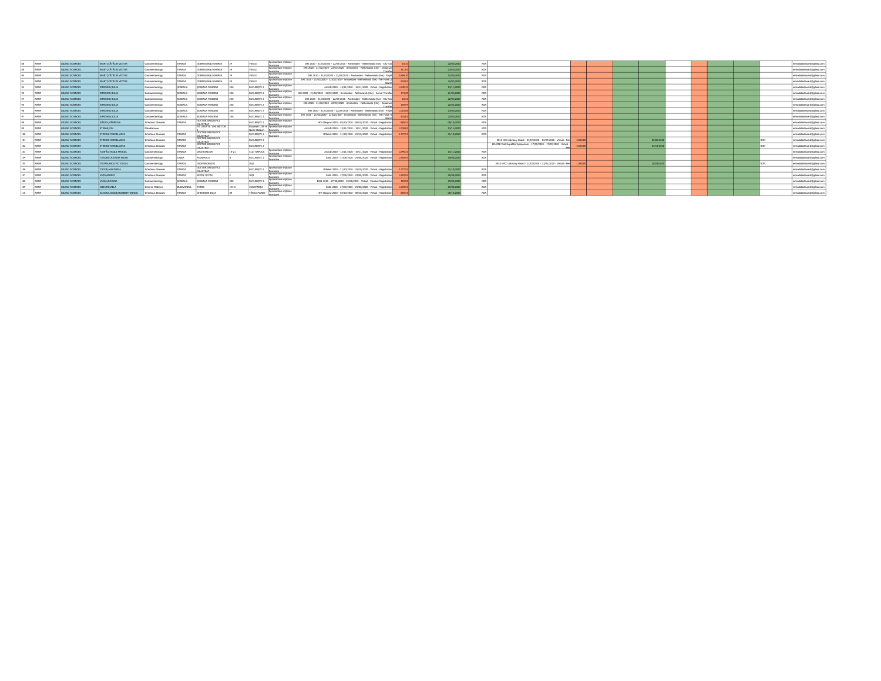| | | | | | | | | | | | | | | | | | | | | | | | | | |
|---|---|---|---|---|---|---|---|---|---|---|---|---|---|---|---|---|---|---|---|---|---|---|---|---|---|
| 88 | PAMF | GILEAD SCIENCES | SPANTU,CĂTĂLIN VICTOR | Gastroenterology | STRADA | DOBROGEANU GHEREA | 24 | VASLUI | Sponsorizare eveniment Asociatie | IHE 2020 - 21/02/2020 - 22/02/2020 - Amsterdam - Netherlands (the) - City Tax | 10,51 | | 22/02/2020 | RON | | | | | | | | | | | emeadatadisclosure@gilead.com |
| 89 | PAMF | GILEAD SCIENCES | SPANTU,CĂTĂLIN VICTOR | Gastroenterology | STRADA | DOBROGEANU GHEREA | 24 | VASLUI | Sponsorizare eveniment Asociatie | IHE 2020 - 21/02/2020 - 22/02/2020 - Amsterdam - Netherlands (the) - Departure Transfer | 311,92 | | 23/02/2020 | RON | | | | | | | | | | | emeadatadisclosure@gilead.com |
| 90 | PAMF | GILEAD SCIENCES | SPANTU,CĂTĂLIN VICTOR | Gastroenterology | STRADA | DOBROGEANU GHEREA | 24 | VASLUI | Sponsorizare eveniment Asociatie | IHE 2020 - 21/02/2020 - 22/02/2020 - Amsterdam - Netherlands (the) - Flight | 2.664,75 | | 22/02/2020 | RON | | | | | | | | | | | emeadatadisclosure@gilead.com |
| 91 | PAMF | GILEAD SCIENCES | SPANTU,CĂTĂLIN VICTOR | Gastroenterology | STRADA | DOBROGEANU GHEREA | 24 | VASLUI | Sponsorizare eveniment Asociatie | IHE 2020 - 21/02/2020 - 22/02/2020 - Amsterdam - Netherlands (the) - NH Hotel (...) Hotel | 933,82 | | 22/02/2020 | RON | | | | | | | | | | | emeadatadisclosure@gilead.com |
| 92 | PAMF | GILEAD SCIENCES | SIMIONOV,IULIA | Gastroenterology | SOSEAUA | SOSEAUA FUNDENI | 258 | BUCUREȘTI 2 | Sponsorizare eveniment Asociatie | AASLD 2020 - 13/11/2020 - 16/11/2020 - Virtual - Registration | 1.649,51 | | 13/11/2020 | RON | | | | | | | | | | | emeadatadisclosure@gilead.com |
| 93 | PAMF | GILEAD SCIENCES | SIMIONOV,IULIA | Gastroenterology | SOSEAUA | SOSEAUA FUNDENI | 258 | BUCUREȘTI 2 | Sponsorizare eveniment Asociatie | IHE 2020 - 21/02/2020 - 22/02/2020 - Amsterdam - Netherlands (the) - Arrival Transfer | 144,69 | | 21/02/2020 | RON | | | | | | | | | | | emeadatadisclosure@gilead.com |
| 94 | PAMF | GILEAD SCIENCES | SIMIONOV,IULIA | Gastroenterology | SOSEAUA | SOSEAUA FUNDENI | 258 | BUCUREȘTI 2 | Sponsorizare eveniment Asociatie | IHE 2020 - 21/02/2020 - 22/02/2020 - Amsterdam - Netherlands (the) - City Tax | 10,51 | | 22/02/2020 | RON | | | | | | | | | | | emeadatadisclosure@gilead.com |
| 95 | PAMF | GILEAD SCIENCES | SIMIONOV,IULIA | Gastroenterology | SOSEAUA | SOSEAUA FUNDENI | 258 | BUCUREȘTI 2 | Sponsorizare eveniment Asociatie | IHE 2020 - 21/02/2020 - 22/02/2020 - Amsterdam - Netherlands (the) - Departure Transfer | 158,54 | | 23/02/2020 | RON | | | | | | | | | | | emeadatadisclosure@gilead.com |
| 96 | PAMF | GILEAD SCIENCES | SIMIONOV,IULIA | Gastroenterology | SOSEAUA | SOSEAUA FUNDENI | 258 | BUCUREȘTI 2 | Sponsorizare eveniment Asociatie | IHE 2020 - 21/02/2020 - 22/02/2020 - Amsterdam - Netherlands (the) - Flight | 1.610,06 | | 23/02/2020 | RON | | | | | | | | | | | emeadatadisclosure@gilead.com |
| 97 | PAMF | GILEAD SCIENCES | SIMIONOV,IULIA | Gastroenterology | SOSEAUA | SOSEAUA FUNDENI | 258 | BUCUREȘTI 2 | Sponsorizare eveniment Asociatie | IHE 2020 - 21/02/2020 - 22/02/2020 - Amsterdam - Netherlands (the) - NH Hotel (...) Hotel | 933,82 | | 22/02/2020 | RON | | | | | | | | | | | emeadatadisclosure@gilead.com |
| 98 | PAMF | GILEAD SCIENCES | SIMOIU,MĂDĂLINA | Infectious Diseases | STRADA | DOCTOR GRIGOREVICI CALISTRAT | 1 | BUCUREȘTI 2 | Sponsorizare eveniment Asociatie | HIV Glasgow 2020 - 05/10/2020 - 08/10/2020 - Virtual - Registration | 668,51 | | 08/10/2020 | RON | | | | | | | | | | | emeadatadisclosure@gilead.com |
| 99 | PAMF | GILEAD SCIENCES | STEFAN,ION | Miscellaneous | | TR. SPERANTEI, 134, SECTOR 1 | | Bucuresti (1000 N Nord Station) | Sponsorizare eveniment Asociatie | AASLD 2020 - 13/11/2020 - 16/11/2020 - Virtual - Registration | 1.028,61 | | 13/11/2020 | RON | | | | | | | | | | | emeadatadisclosure@gilead.com |
| 100 | PAMF | GILEAD SCIENCES | STREINU CERCEL,ANCA | Infectious Diseases | STRADA | DOCTOR GRIGOREVICI CALISTRAT | 1 | BUCUREȘTI 2 | Sponsorizare eveniment Asociatie | IDWeek 2020 - 21/10/2020 - 25/10/2020 - Virtual - Registration | 2.777,53 | | 21/10/2020 | RON | | | | | | | | | | | emeadatadisclosure@gilead.com |
| 101 | PAMF | GILEAD SCIENCES | STREINU CERCEL,ANCA | Infectious Diseases | STRADA | DOCTOR GRIGOREVICI CALISTRAT | 1 | BUCUREȘTI 2 | | | | | | | EECJ HCV Advisory Board - 03/04/2020 - 03/04/2020 - Virtual - Fee | 2.510,00 | | | 09/06/2020 | | | | | RON | emeadatadisclosure@gilead.com |
| 102 | PAMF | GILEAD SCIENCES | STREINU CERCEL,ANCA | Infectious Diseases | STRADA | DOCTOR GRIGOREVICI CALISTRAT | 1 | BUCUREȘTI 2 | | | | | | | HIV CEE Viral Hepatitis Symposium - 17/09/2020 - 17/09/2020 - Virtual - Fee | 2.590,00 | | | 07/10/2020 | | | | | RON | emeadatadisclosure@gilead.com |
| 103 | PAMF | GILEAD SCIENCES | TANȚĂU,VASILE MARCEL | Gastroenterology | STRADA | CROITORILOR | 19-21 | CLUJ NAPOCA | Sponsorizare eveniment Asociatie | AASLD 2020 - 13/11/2020 - 16/11/2020 - Virtual - Registration | 1.649,51 | | 13/11/2020 | RON | | | | | | | | | | | emeadatadisclosure@gilead.com |
| 104 | PAMF | GILEAD SCIENCES | TOADER,CRISTINA ELENA | Gastroenterology | CALEA | FLOREASCA | 8 | BUCUREȘTI 1 | Sponsorizare eveniment Asociatie | EASL 2020 - 27/08/2020 - 29/08/2020 - Virtual - Registration | 1.080,93 | | 29/08/2020 | RON | | | | | | | | | | | emeadatadisclosure@gilead.com |
| 105 | PAMF | GILEAD SCIENCES | TRIFAN,ANCA VICTORITA | Gastroenterology | STRADA | INDEPENDENTEI | 1 | IASI | | | | | | | EECJ eHCV Advisory Board - 13/02/2020 - 13/02/2020 - Virtual - Fee | 1.680,00 | | | 18/03/2020 | | | | | RON | emeadatadisclosure@gilead.com |
| 106 | PAMF | GILEAD SCIENCES | TUDOR,ANA MARIA | Infectious Diseases | STRADA | DOCTOR GRIGOREVICI CALISTRAT | 1 | BUCUREȘTI 2 | Sponsorizare eveniment Asociatie | IDWeek 2020 - 21/10/2020 - 25/10/2020 - Virtual - Registration | 2.777,53 | | 21/10/2020 | RON | | | | | | | | | | | emeadatadisclosure@gilead.com |
| 107 | PAMF | GILEAD SCIENCES | VĂTĂ,ANDREI | Infectious Diseases | STRADA | BOTEZ OCTAV | 2 | IASI | Sponsorizare eveniment Asociatie | EASL 2020 - 27/08/2020 - 29/08/2020 - Virtual - Registration | 1.080,93 | | 29/08/2020 | RON | | | | | | | | | | | emeadatadisclosure@gilead.com |
| 108 | PAMF | GILEAD SCIENCES | VÂDAN,ROXANA | Gastroenterology | SOSEAUA | SOSEAUA FUNDENI | 258 | BUCUREȘTI 2 | Sponsorizare eveniment Asociatie | EASL 2020 - 27/08/2020 - 29/08/2020 - Virtual - Member Registration | 440,84 | | 29/08/2020 | RON | | | | | | | | | | | emeadatadisclosure@gilead.com |
| 109 | PAMF | GILEAD SCIENCES | VASS,MIHAELA | Internal Medicine | BULEVARDUL | TOMIS | 145 A | CONSTANTA | Sponsorizare eveniment Asociatie | EASL 2020 - 27/08/2020 - 29/08/2020 - Virtual - Registration | 1.080,93 | | 29/08/2020 | RON | | | | | | | | | | | emeadatadisclosure@gilead.com |
| 110 | PAMF | GILEAD SCIENCES | ZAHARIA KEZDI,ERZSEBET IRINGO | Infectious Diseases | STRADA | GHEORGHE DOJA | 89 | TÂRGU MUREȘ | Sponsorizare eveniment Asociatie | HIV Glasgow 2020 - 05/10/2020 - 08/10/2020 - Virtual - Registration | 668,51 | | 08/10/2020 | RON | | | | | | | | | | | emeadatadisclosure@gilead.com |